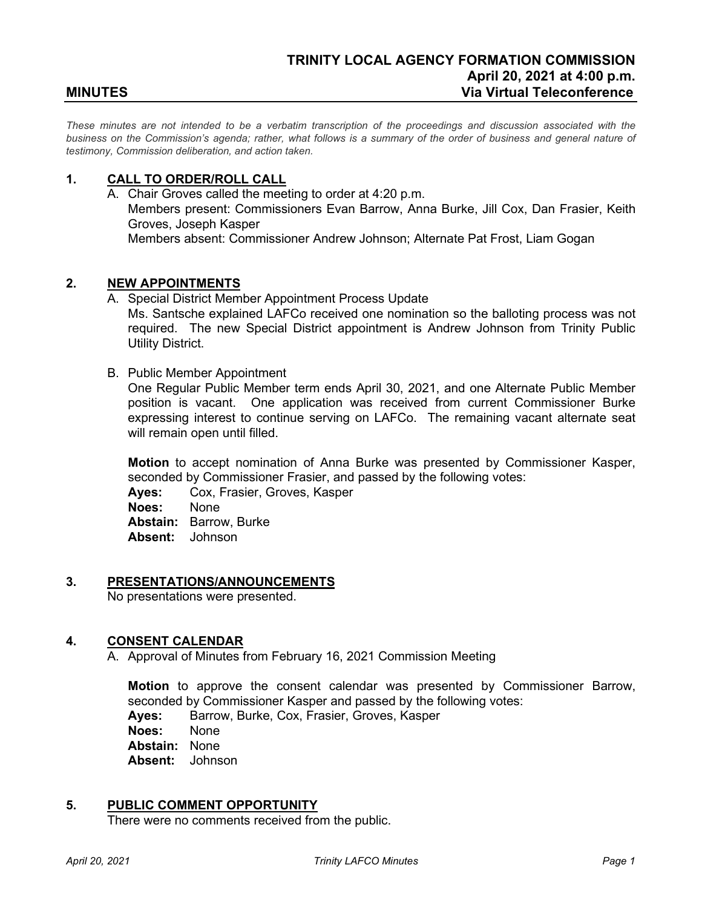# TRINITY LOCAL AGENCY FORMATION COMMISSION
**April 20, 2021 at 4:00 p.m.**
**Via Virtual Teleconference**

## MINUTES

*These minutes are not intended to be a verbatim transcription of the proceedings and discussion associated with the business on the Commission's agenda; rather, what follows is a summary of the order of business and general nature of testimony, Commission deliberation, and action taken.*

## 1. CALL TO ORDER/ROLL CALL

A. Chair Groves called the meeting to order at 4:20 p.m.
Members present: Commissioners Evan Barrow, Anna Burke, Jill Cox, Dan Frasier, Keith Groves, Joseph Kasper
Members absent: Commissioner Andrew Johnson; Alternate Pat Frost, Liam Gogan

## 2. NEW APPOINTMENTS

A. Special District Member Appointment Process Update
Ms. Santsche explained LAFCo received one nomination so the balloting process was not required. The new Special District appointment is Andrew Johnson from Trinity Public Utility District.

B. Public Member Appointment
One Regular Public Member term ends April 30, 2021, and one Alternate Public Member position is vacant. One application was received from current Commissioner Burke expressing interest to continue serving on LAFCo. The remaining vacant alternate seat will remain open until filled.

**Motion** to accept nomination of Anna Burke was presented by Commissioner Kasper, seconded by Commissioner Frasier, and passed by the following votes:
**Ayes:** Cox, Frasier, Groves, Kasper
**Noes:** None
**Abstain:** Barrow, Burke
**Absent:** Johnson

## 3. PRESENTATIONS/ANNOUNCEMENTS

No presentations were presented.

## 4. CONSENT CALENDAR

A. Approval of Minutes from February 16, 2021 Commission Meeting

**Motion** to approve the consent calendar was presented by Commissioner Barrow, seconded by Commissioner Kasper and passed by the following votes:
**Ayes:** Barrow, Burke, Cox, Frasier, Groves, Kasper
**Noes:** None
**Abstain:** None
**Absent:** Johnson

## 5. PUBLIC COMMENT OPPORTUNITY

There were no comments received from the public.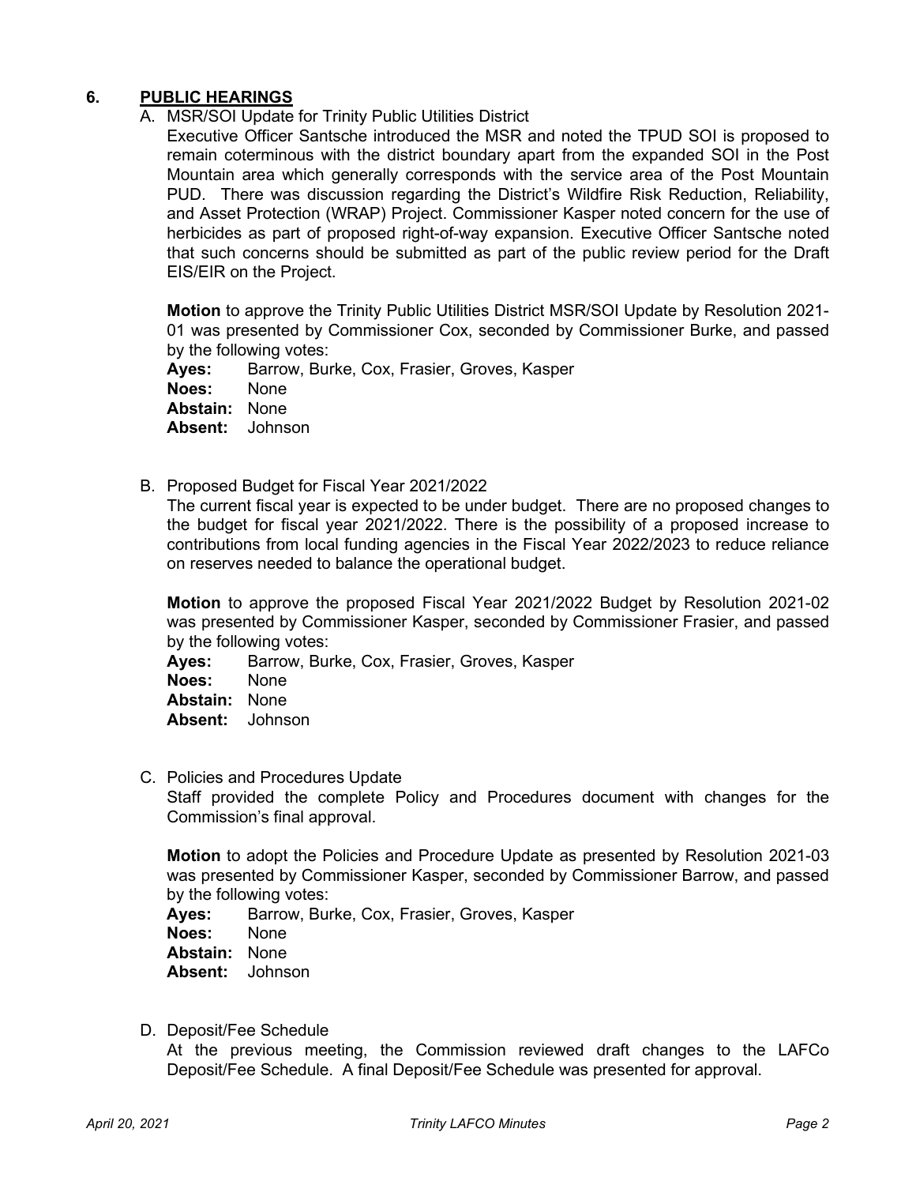## 6. PUBLIC HEARINGS

A. MSR/SOI Update for Trinity Public Utilities District

Executive Officer Santsche introduced the MSR and noted the TPUD SOI is proposed to remain coterminous with the district boundary apart from the expanded SOI in the Post Mountain area which generally corresponds with the service area of the Post Mountain PUD. There was discussion regarding the District's Wildfire Risk Reduction, Reliability, and Asset Protection (WRAP) Project. Commissioner Kasper noted concern for the use of herbicides as part of proposed right-of-way expansion. Executive Officer Santsche noted that such concerns should be submitted as part of the public review period for the Draft EIS/EIR on the Project.

**Motion** to approve the Trinity Public Utilities District MSR/SOI Update by Resolution 2021-01 was presented by Commissioner Cox, seconded by Commissioner Burke, and passed by the following votes:

**Ayes:** Barrow, Burke, Cox, Frasier, Groves, Kasper
**Noes:** None
**Abstain:** None
**Absent:** Johnson

B. Proposed Budget for Fiscal Year 2021/2022

The current fiscal year is expected to be under budget. There are no proposed changes to the budget for fiscal year 2021/2022. There is the possibility of a proposed increase to contributions from local funding agencies in the Fiscal Year 2022/2023 to reduce reliance on reserves needed to balance the operational budget.

**Motion** to approve the proposed Fiscal Year 2021/2022 Budget by Resolution 2021-02 was presented by Commissioner Kasper, seconded by Commissioner Frasier, and passed by the following votes:

**Ayes:** Barrow, Burke, Cox, Frasier, Groves, Kasper
**Noes:** None
**Abstain:** None
**Absent:** Johnson

C. Policies and Procedures Update

Staff provided the complete Policy and Procedures document with changes for the Commission's final approval.

**Motion** to adopt the Policies and Procedure Update as presented by Resolution 2021-03 was presented by Commissioner Kasper, seconded by Commissioner Barrow, and passed by the following votes:

**Ayes:** Barrow, Burke, Cox, Frasier, Groves, Kasper
**Noes:** None
**Abstain:** None
**Absent:** Johnson

D. Deposit/Fee Schedule

At the previous meeting, the Commission reviewed draft changes to the LAFCo Deposit/Fee Schedule. A final Deposit/Fee Schedule was presented for approval.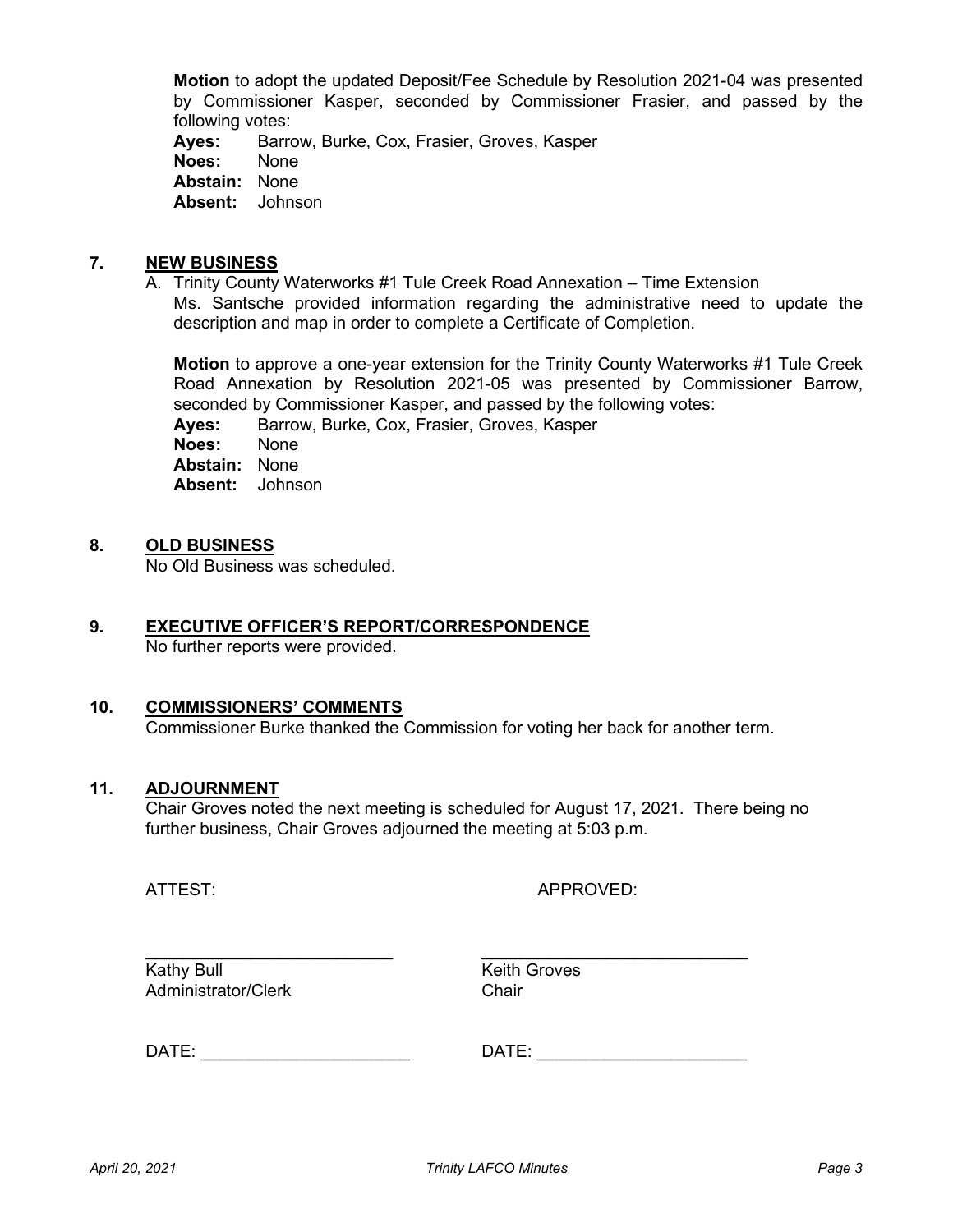**Motion** to adopt the updated Deposit/Fee Schedule by Resolution 2021-04 was presented by Commissioner Kasper, seconded by Commissioner Frasier, and passed by the following votes:

**Ayes:** Barrow, Burke, Cox, Frasier, Groves, Kasper
**Noes:** None
**Abstain:** None
**Absent:** Johnson

## 7. NEW BUSINESS

A. Trinity County Waterworks #1 Tule Creek Road Annexation – Time Extension
Ms. Santsche provided information regarding the administrative need to update the description and map in order to complete a Certificate of Completion.

**Motion** to approve a one-year extension for the Trinity County Waterworks #1 Tule Creek Road Annexation by Resolution 2021-05 was presented by Commissioner Barrow, seconded by Commissioner Kasper, and passed by the following votes:

**Ayes:** Barrow, Burke, Cox, Frasier, Groves, Kasper
**Noes:** None
**Abstain:** None
**Absent:** Johnson

## 8. OLD BUSINESS

No Old Business was scheduled.

## 9. EXECUTIVE OFFICER'S REPORT/CORRESPONDENCE

No further reports were provided.

## 10. COMMISSIONERS' COMMENTS

Commissioner Burke thanked the Commission for voting her back for another term.

## 11. ADJOURNMENT

Chair Groves noted the next meeting is scheduled for August 17, 2021. There being no further business, Chair Groves adjourned the meeting at 5:03 p.m.

ATTEST: APPROVED:

\_\_\_\_\_\_\_\_\_\_\_\_\_\_\_\_\_\_\_\_\_\_\_\_\_\_ \_\_\_\_\_\_\_\_\_\_\_\_\_\_\_\_\_\_\_\_\_\_\_\_\_\_\_\_
Kathy Bull Keith Groves
Administrator/Clerk Chair

DATE: \_\_\_\_\_\_\_\_\_\_\_\_\_\_\_\_\_\_\_\_\_\_ DATE: \_\_\_\_\_\_\_\_\_\_\_\_\_\_\_\_\_\_\_\_\_\_